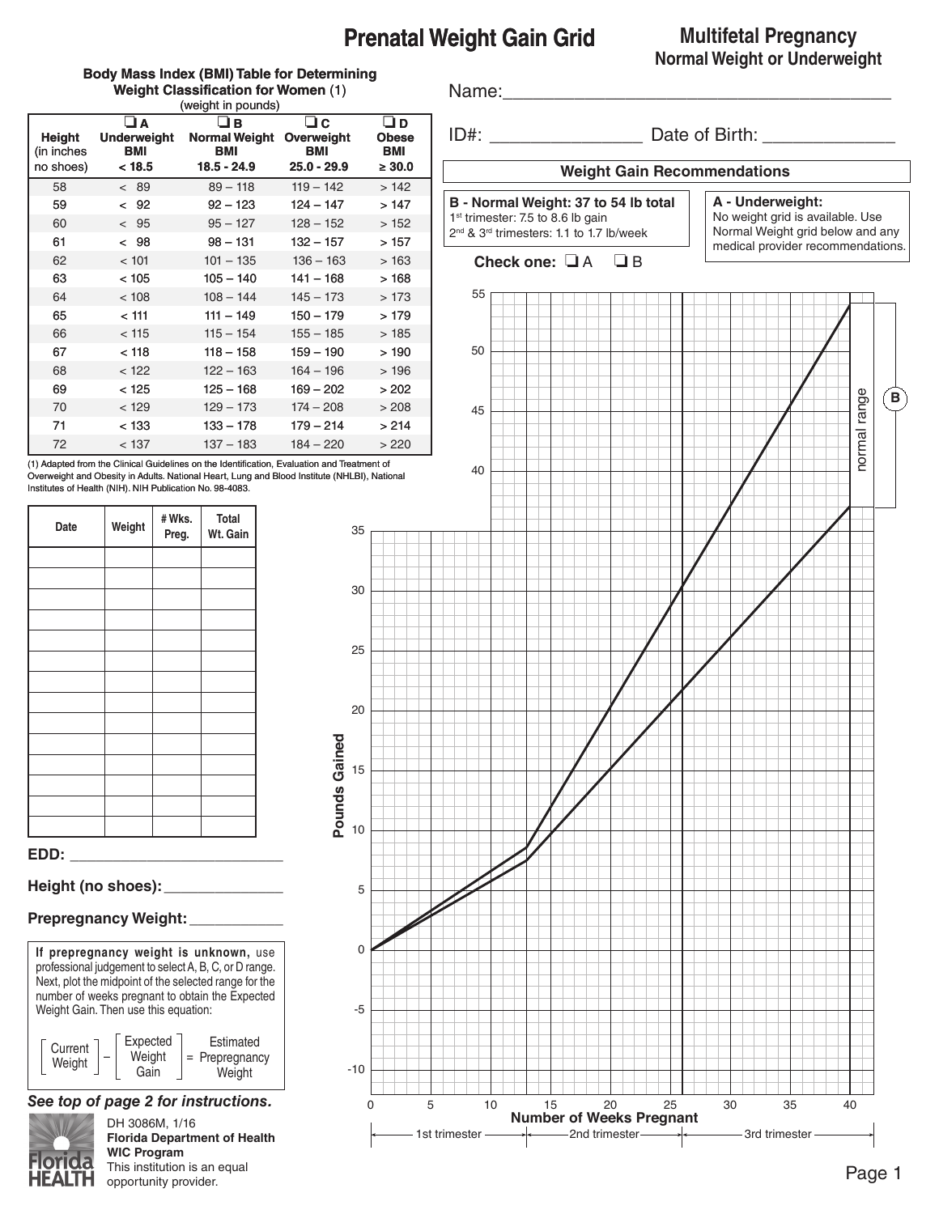# Prenatal Weight Gain Grid

## Multifetal Pregnancy
### Normal Weight or Underweight

**Body Mass Index (BMI) Table for Determining Weight Classification for Women** (1)
(weight in pounds)

| Height (in inches no shoes) | ❑ A Underweight BMI < 18.5 | ❑ B Normal Weight BMI 18.5 - 24.9 | ❑ C Overweight BMI 25.0 - 29.9 | ❑ D Obese BMI ≥ 30.0 |
|---|---|---|---|---|
| 58 | < 89 | 89 – 118 | 119 – 142 | > 142 |
| 59 | < 92 | 92 – 123 | 124 – 147 | > 147 |
| 60 | < 95 | 95 – 127 | 128 – 152 | > 152 |
| 61 | < 98 | 98 – 131 | 132 – 157 | > 157 |
| 62 | < 101 | 101 – 135 | 136 – 163 | > 163 |
| 63 | < 105 | 105 – 140 | 141 – 168 | > 168 |
| 64 | < 108 | 108 – 144 | 145 – 173 | > 173 |
| 65 | < 111 | 111 – 149 | 150 – 179 | > 179 |
| 66 | < 115 | 115 – 154 | 155 – 185 | > 185 |
| 67 | < 118 | 118 – 158 | 159 – 190 | > 190 |
| 68 | < 122 | 122 – 163 | 164 – 196 | > 196 |
| 69 | < 125 | 125 – 168 | 169 – 202 | > 202 |
| 70 | < 129 | 129 – 173 | 174 – 208 | > 208 |
| 71 | < 133 | 133 – 178 | 179 – 214 | > 214 |
| 72 | < 137 | 137 – 183 | 184 – 220 | > 220 |

(1) Adapted from the Clinical Guidelines on the Identification, Evaluation and Treatment of Overweight and Obesity in Adults. National Heart, Lung and Blood Institute (NHLBI), National Institutes of Health (NIH). NIH Publication No. 98-4083.

Name:_______________________________________

ID#: _______________ Date of Birth: _____________

**Weight Gain Recommendations**

**B - Normal Weight: 37 to 54 lb total**
1st trimester: 7.5 to 8.6 lb gain
2nd & 3rd trimesters: 1.1 to 1.7 lb/week

**A - Underweight:**
No weight grid is available. Use Normal Weight grid below and any medical provider recommendations.

**Check one:** ❑ A ❑ B

| Date | Weight | # Wks. Preg. | Total Wt. Gain |
|---|---|---|---|
| | | | |
| | | | |
| | | | |
| | | | |
| | | | |
| | | | |
| | | | |
| | | | |
| | | | |
| | | | |
| | | | |
| | | | |
| | | | |

**EDD:** ___________________________

**Height (no shoes):** _______________

**Prepregnancy Weight:** ___________

**If prepregnancy weight is unknown,** use professional judgement to select A, B, C, or D range. Next, plot the midpoint of the selected range for the number of weeks pregnant to obtain the Expected Weight Gain. Then use this equation:

[ Current Weight ] – [ Expected Weight Gain ] = Estimated Prepregnancy Weight

***See top of page 2 for instructions.***

Pounds Gained (-10 to 55) vs. Number of Weeks Pregnant (0 to 40); 1st trimester, 2nd trimester, 3rd trimester; normal range (B)

DH 3086M, 1/16
**Florida Department of Health**
**WIC Program**
This institution is an equal opportunity provider.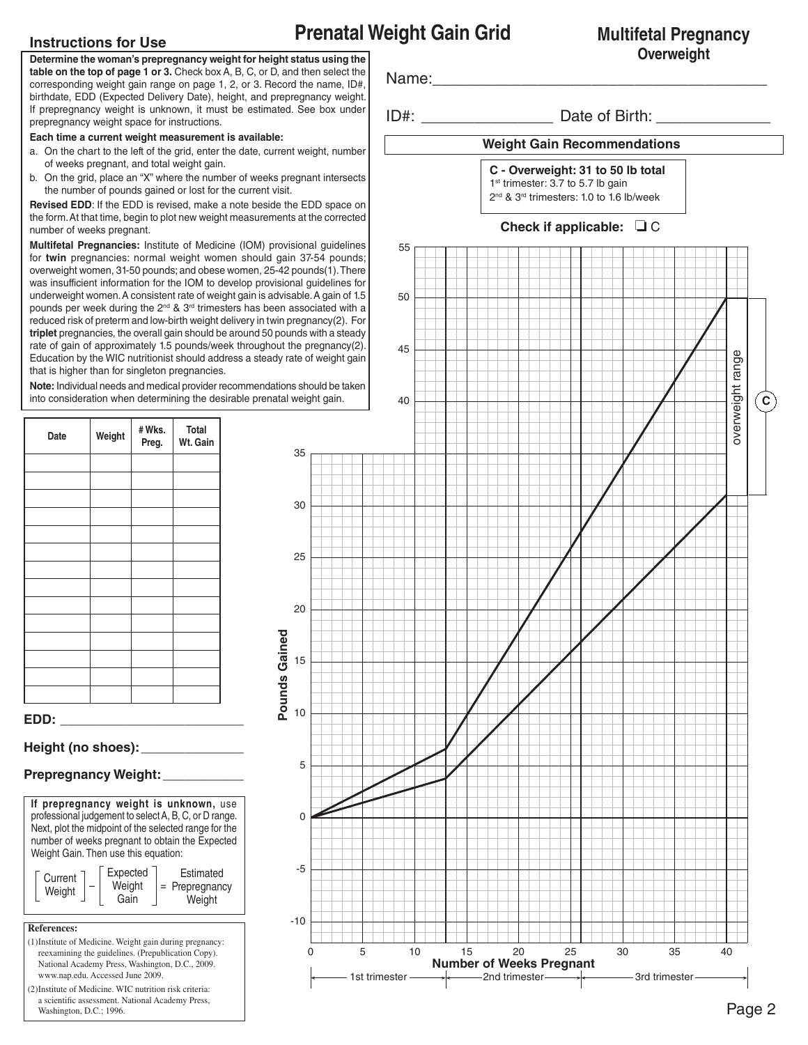# Prenatal Weight Gain Grid

## Multifetal Pregnancy
### Overweight

## Instructions for Use

**Determine the woman's prepregnancy weight for height status using the table on the top of page 1 or 3.** Check box A, B, C, or D, and then select the corresponding weight gain range on page 1, 2, or 3. Record the name, ID#, birthdate, EDD (Expected Delivery Date), height, and prepregnancy weight. If prepregnancy weight is unknown, it must be estimated. See box under prepregnancy weight space for instructions.

**Each time a current weight measurement is available:**

a. On the chart to the left of the grid, enter the date, current weight, number of weeks pregnant, and total weight gain.

b. On the grid, place an "X" where the number of weeks pregnant intersects the number of pounds gained or lost for the current visit.

**Revised EDD**: If the EDD is revised, make a note beside the EDD space on the form. At that time, begin to plot new weight measurements at the corrected number of weeks pregnant.

**Multifetal Pregnancies:** Institute of Medicine (IOM) provisional guidelines for **twin** pregnancies: normal weight women should gain 37-54 pounds; overweight women, 31-50 pounds; and obese women, 25-42 pounds(1). There was insufficient information for the IOM to develop provisional guidelines for underweight women. A consistent rate of weight gain is advisable. A gain of 1.5 pounds per week during the 2nd & 3rd trimesters has been associated with a reduced risk of preterm and low-birth weight delivery in twin pregnancy(2). For **triplet** pregnancies, the overall gain should be around 50 pounds with a steady rate of gain of approximately 1.5 pounds/week throughout the pregnancy(2). Education by the WIC nutritionist should address a steady rate of weight gain that is higher than for singleton pregnancies.

**Note:** Individual needs and medical provider recommendations should be taken into consideration when determining the desirable prenatal weight gain.

Name: ______________________

ID#: ______________ Date of Birth: ____________

**Weight Gain Recommendations**

**C - Overweight: 31 to 50 lb total**
1st trimester: 3.7 to 5.7 lb gain
2nd & 3rd trimesters: 1.0 to 1.6 lb/week

**Check if applicable:** ❑ C

| Date | Weight | # Wks. Preg. | Total Wt. Gain |
|---|---|---|---|
| | | | |
| | | | |
| | | | |
| | | | |
| | | | |
| | | | |
| | | | |
| | | | |
| | | | |
| | | | |
| | | | |
| | | | |
| | | | |
| | | | |

**EDD:** ______________________

**Height (no shoes):** ____________

**Prepregnancy Weight:** __________

**If prepregnancy weight is unknown,** use professional judgement to select A, B, C, or D range. Next, plot the midpoint of the selected range for the number of weeks pregnant to obtain the Expected Weight Gain. Then use this equation:

[Current Weight] – [Expected Weight Gain] = Estimated Prepregnancy Weight

**References:**

(1) Institute of Medicine. Weight gain during pregnancy: reexamining the guidelines. (Prepublication Copy). National Academy Press, Washington, D.C., 2009. www.nap.edu. Accessed June 2009.

(2) Institute of Medicine. WIC nutrition risk criteria: a scientific assessment. National Academy Press, Washington, D.C.; 1996.

Pounds Gained (-10 to 55) vs. Number of Weeks Pregnant (0 to 40); 1st trimester, 2nd trimester, 3rd trimester; overweight range (C)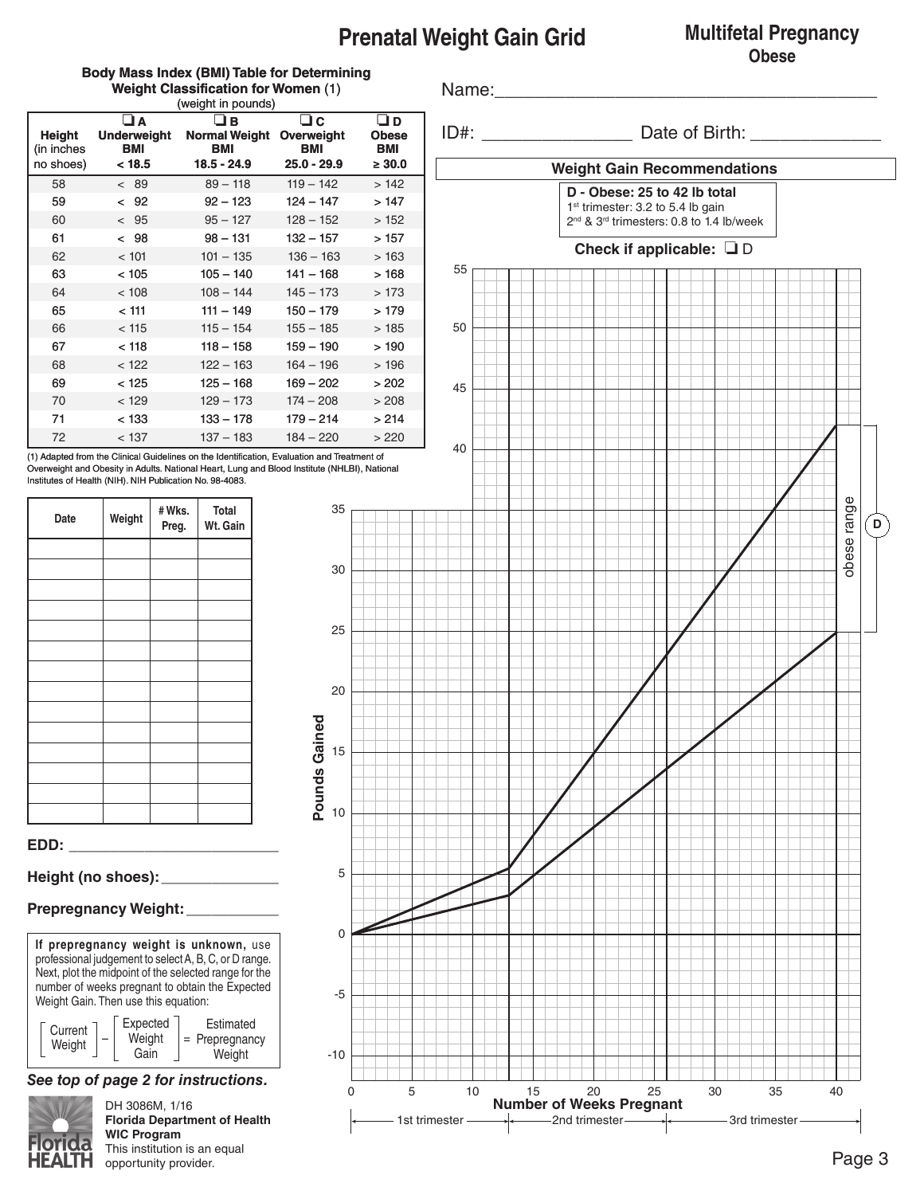# Prenatal Weight Gain Grid

## Multifetal Pregnancy
### Obese

**Body Mass Index (BMI) Table for Determining Weight Classification for Women** (1)
(weight in pounds)

| Height (in inches no shoes) | ❑ A Underweight BMI < 18.5 | ❑ B Normal Weight BMI 18.5 - 24.9 | ❑ C Overweight BMI 25.0 - 29.9 | ❑ D Obese BMI ≥ 30.0 |
|---|---|---|---|---|
| 58 | < 89 | 89 – 118 | 119 – 142 | > 142 |
| 59 | < 92 | 92 – 123 | 124 – 147 | > 147 |
| 60 | < 95 | 95 – 127 | 128 – 152 | > 152 |
| 61 | < 98 | 98 – 131 | 132 – 157 | > 157 |
| 62 | < 101 | 101 – 135 | 136 – 163 | > 163 |
| 63 | < 105 | 105 – 140 | 141 – 168 | > 168 |
| 64 | < 108 | 108 – 144 | 145 – 173 | > 173 |
| 65 | < 111 | 111 – 149 | 150 – 179 | > 179 |
| 66 | < 115 | 115 – 154 | 155 – 185 | > 185 |
| 67 | < 118 | 118 – 158 | 159 – 190 | > 190 |
| 68 | < 122 | 122 – 163 | 164 – 196 | > 196 |
| 69 | < 125 | 125 – 168 | 169 – 202 | > 202 |
| 70 | < 129 | 129 – 173 | 174 – 208 | > 208 |
| 71 | < 133 | 133 – 178 | 179 – 214 | > 214 |
| 72 | < 137 | 137 – 183 | 184 – 220 | > 220 |

(1) Adapted from the Clinical Guidelines on the Identification, Evaluation and Treatment of Overweight and Obesity in Adults. National Heart, Lung and Blood Institute (NHLBI), National Institutes of Health (NIH). NIH Publication No. 98-4083.

Name:______________________________________

ID#: _______________ Date of Birth: _____________

| Date | Weight | # Wks. Preg. | Total Wt. Gain |
|---|---|---|---|
| | | | |
| | | | |
| | | | |
| | | | |
| | | | |
| | | | |
| | | | |
| | | | |
| | | | |
| | | | |
| | | | |
| | | | |
| | | | |
| | | | |

**EDD:** ___________________________

**Height (no shoes):** _______________

**Prepregnancy Weight:** ____________

**If prepregnancy weight is unknown,** use professional judgement to select A, B, C, or D range. Next, plot the midpoint of the selected range for the number of weeks pregnant to obtain the Expected Weight Gain. Then use this equation:

[Current Weight] – [Expected Weight Gain] = Estimated Prepregnancy Weight

***See top of page 2 for instructions.***

**Weight Gain Recommendations**

**D - Obese: 25 to 42 lb total**
1st trimester: 3.2 to 5.4 lb gain
2nd & 3rd trimesters: 0.8 to 1.4 lb/week

**Check if applicable:** ❑ D

Pounds Gained
55
50
45
40
35
30
25
20
15
10
5
0
-5
-10

0 5 10 15 20 25 30 35 40
Number of Weeks Pregnant
1st trimester
2nd trimester
3rd trimester

obese range
D

DH 3086M, 1/16
**Florida Department of Health**
**WIC Program**
This institution is an equal opportunity provider.